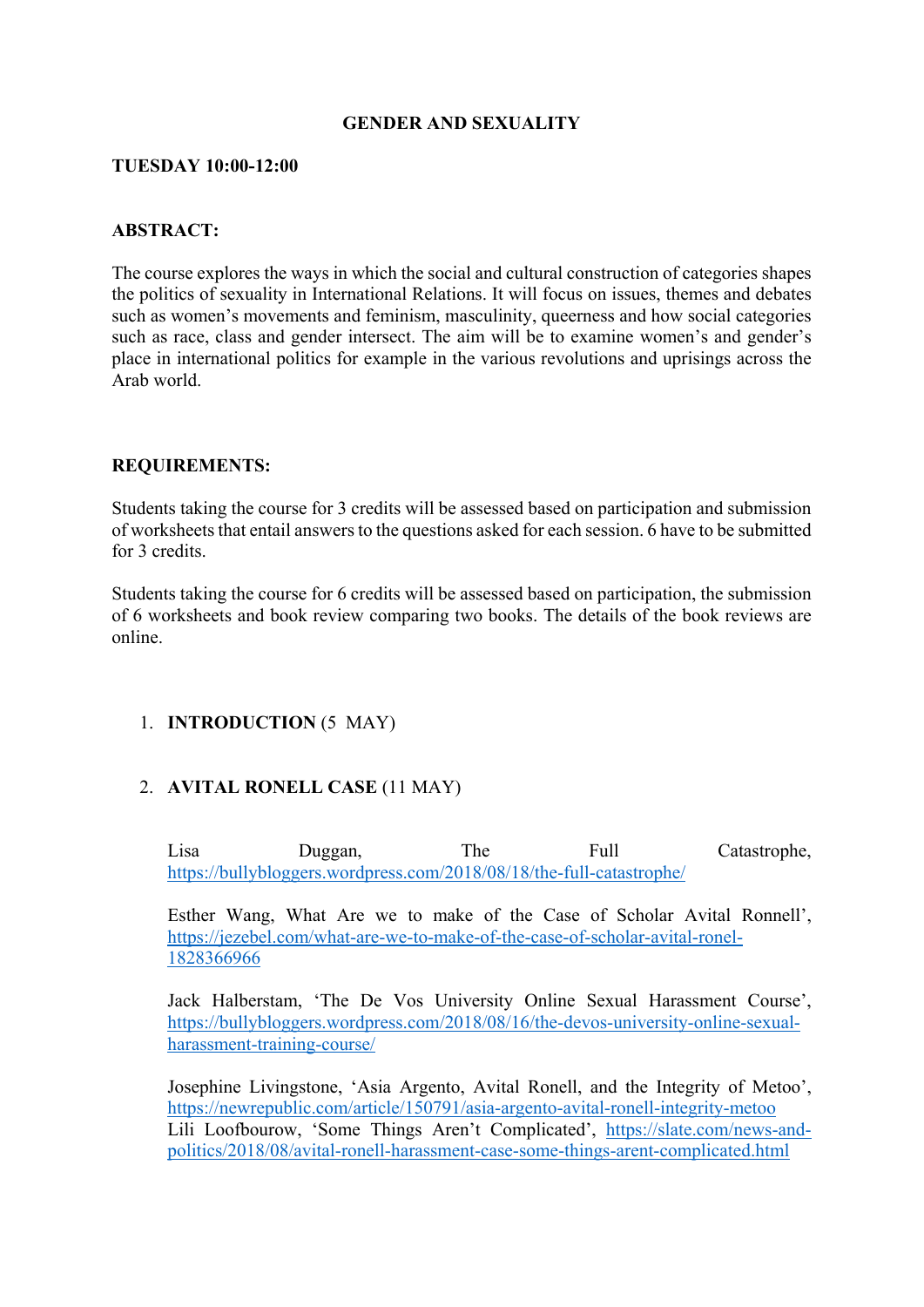# GENDER AND SEXUALITY

**TUESDAY 10:00-12:00**

**ABSTRACT:**

The course explores the ways in which the social and cultural construction of categories shapes the politics of sexuality in International Relations. It will focus on issues, themes and debates such as women's movements and feminism, masculinity, queerness and how social categories such as race, class and gender intersect. The aim will be to examine women's and gender's place in international politics for example in the various revolutions and uprisings across the Arab world.

**REQUIREMENTS:**

Students taking the course for 3 credits will be assessed based on participation and submission of worksheets that entail answers to the questions asked for each session. 6 have to be submitted for 3 credits.

Students taking the course for 6 credits will be assessed based on participation, the submission of 6 worksheets and book review comparing two books. The details of the book reviews are online.

1. **INTRODUCTION** (5 MAY)

2. **AVITAL RONELL CASE** (11 MAY)

   Lisa Duggan, The Full Catastrophe, https://bullybloggers.wordpress.com/2018/08/18/the-full-catastrophe/

   Esther Wang, What Are we to make of the Case of Scholar Avital Ronnell', https://jezebel.com/what-are-we-to-make-of-the-case-of-scholar-avital-ronel-1828366966

   Jack Halberstam, 'The De Vos University Online Sexual Harassment Course', https://bullybloggers.wordpress.com/2018/08/16/the-devos-university-online-sexual-harassment-training-course/

   Josephine Livingstone, 'Asia Argento, Avital Ronell, and the Integrity of Metoo', https://newrepublic.com/article/150791/asia-argento-avital-ronell-integrity-metoo
   Lili Loofbourow, 'Some Things Aren't Complicated', https://slate.com/news-and-politics/2018/08/avital-ronell-harassment-case-some-things-arent-complicated.html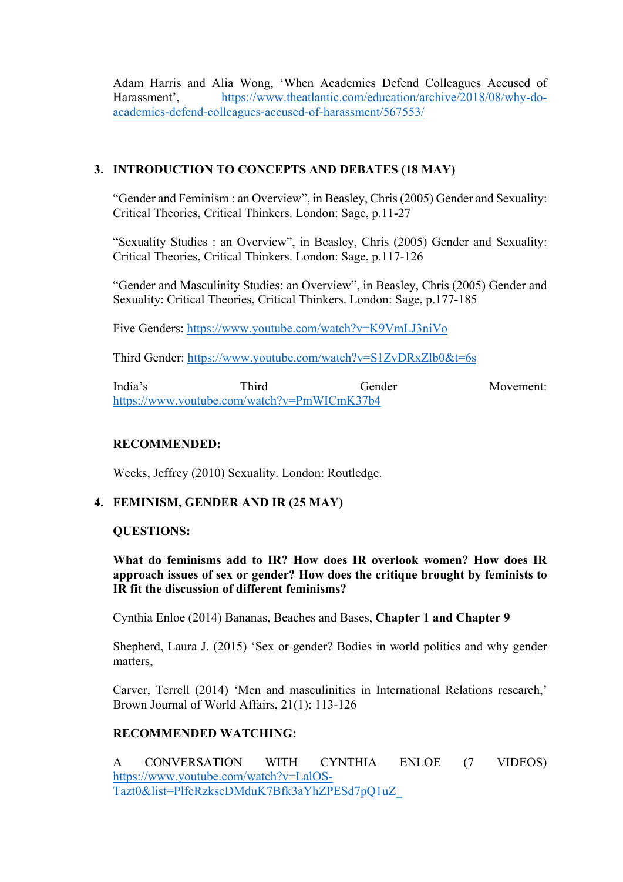Adam Harris and Alia Wong, 'When Academics Defend Colleagues Accused of Harassment', https://www.theatlantic.com/education/archive/2018/08/why-do-academics-defend-colleagues-accused-of-harassment/567553/

## 3. INTRODUCTION TO CONCEPTS AND DEBATES (18 MAY)

"Gender and Feminism : an Overview", in Beasley, Chris (2005) Gender and Sexuality: Critical Theories, Critical Thinkers. London: Sage, p.11-27

"Sexuality Studies : an Overview", in Beasley, Chris (2005) Gender and Sexuality: Critical Theories, Critical Thinkers. London: Sage, p.117-126

"Gender and Masculinity Studies: an Overview", in Beasley, Chris (2005) Gender and Sexuality: Critical Theories, Critical Thinkers. London: Sage, p.177-185

Five Genders: https://www.youtube.com/watch?v=K9VmLJ3niVo

Third Gender: https://www.youtube.com/watch?v=S1ZvDRxZlb0&t=6s

India's Third Gender Movement: https://www.youtube.com/watch?v=PmWICmK37b4

**RECOMMENDED:**

Weeks, Jeffrey (2010) Sexuality. London: Routledge.

## 4. FEMINISM, GENDER AND IR (25 MAY)

**QUESTIONS:**

**What do feminisms add to IR? How does IR overlook women? How does IR approach issues of sex or gender? How does the critique brought by feminists to IR fit the discussion of different feminisms?**

Cynthia Enloe (2014) Bananas, Beaches and Bases, **Chapter 1 and Chapter 9**

Shepherd, Laura J. (2015) 'Sex or gender? Bodies in world politics and why gender matters,

Carver, Terrell (2014) 'Men and masculinities in International Relations research,' Brown Journal of World Affairs, 21(1): 113-126

**RECOMMENDED WATCHING:**

A CONVERSATION WITH CYNTHIA ENLOE (7 VIDEOS) https://www.youtube.com/watch?v=LalOS-Tazt0&list=PlfcRzkscDMduK7Bfk3aYhZPESd7pQ1uZ_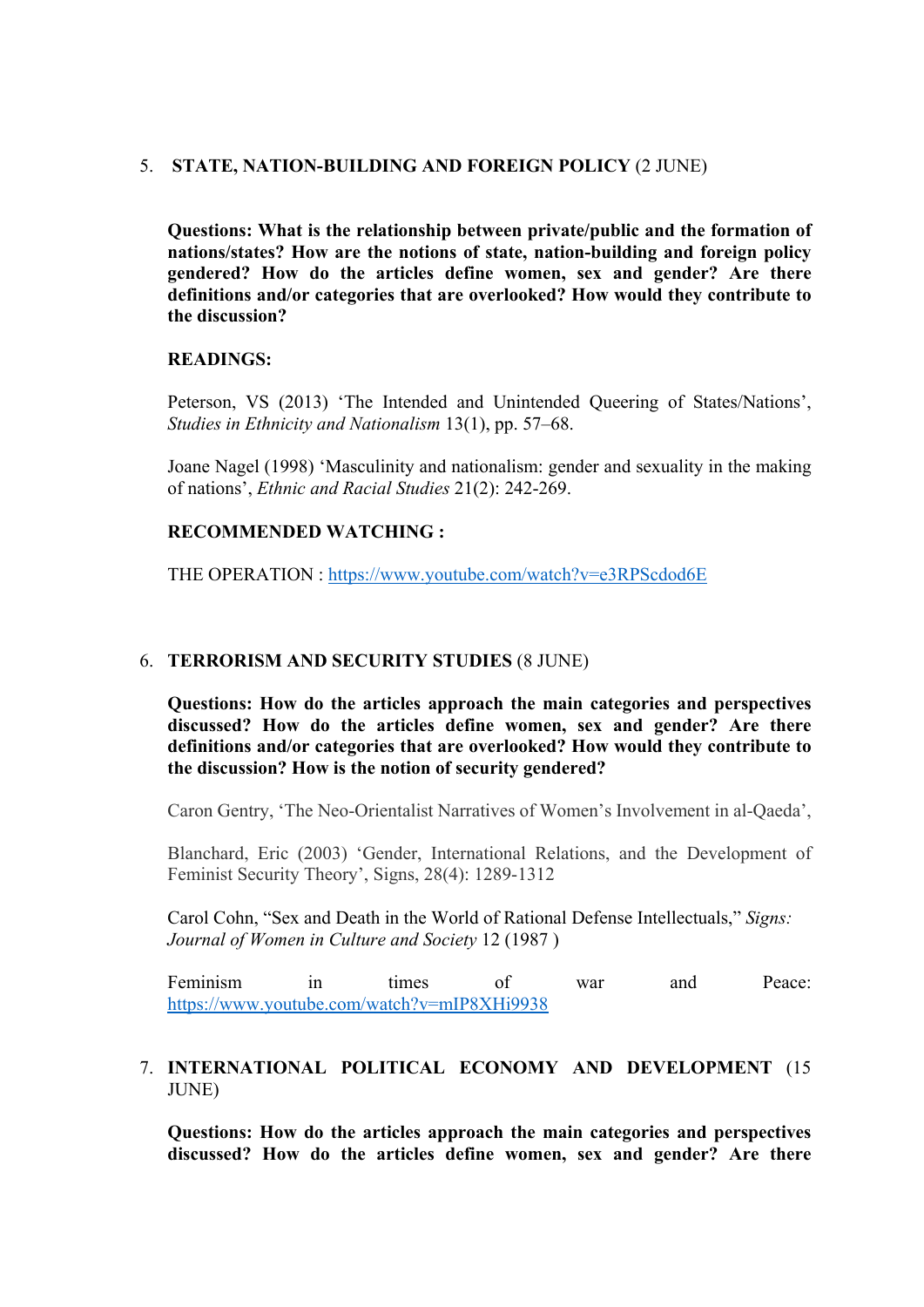5. **STATE, NATION-BUILDING AND FOREIGN POLICY** (2 JUNE)

**Questions: What is the relationship between private/public and the formation of nations/states? How are the notions of state, nation-building and foreign policy gendered? How do the articles define women, sex and gender? Are there definitions and/or categories that are overlooked? How would they contribute to the discussion?**

**READINGS:**

Peterson, VS (2013) 'The Intended and Unintended Queering of States/Nations', *Studies in Ethnicity and Nationalism* 13(1), pp. 57–68.

Joane Nagel (1998) 'Masculinity and nationalism: gender and sexuality in the making of nations', *Ethnic and Racial Studies* 21(2): 242-269.

**RECOMMENDED WATCHING :**

THE OPERATION : https://www.youtube.com/watch?v=e3RPScdod6E

6. **TERRORISM AND SECURITY STUDIES** (8 JUNE)

**Questions: How do the articles approach the main categories and perspectives discussed? How do the articles define women, sex and gender? Are there definitions and/or categories that are overlooked? How would they contribute to the discussion? How is the notion of security gendered?**

Caron Gentry, 'The Neo-Orientalist Narratives of Women's Involvement in al-Qaeda',

Blanchard, Eric (2003) 'Gender, International Relations, and the Development of Feminist Security Theory', Signs, 28(4): 1289-1312

Carol Cohn, "Sex and Death in the World of Rational Defense Intellectuals," *Signs: Journal of Women in Culture and Society* 12 (1987 )

Feminism in times of war and Peace: https://www.youtube.com/watch?v=mIP8XHi9938

7. **INTERNATIONAL POLITICAL ECONOMY AND DEVELOPMENT** (15 JUNE)

**Questions: How do the articles approach the main categories and perspectives discussed? How do the articles define women, sex and gender? Are there**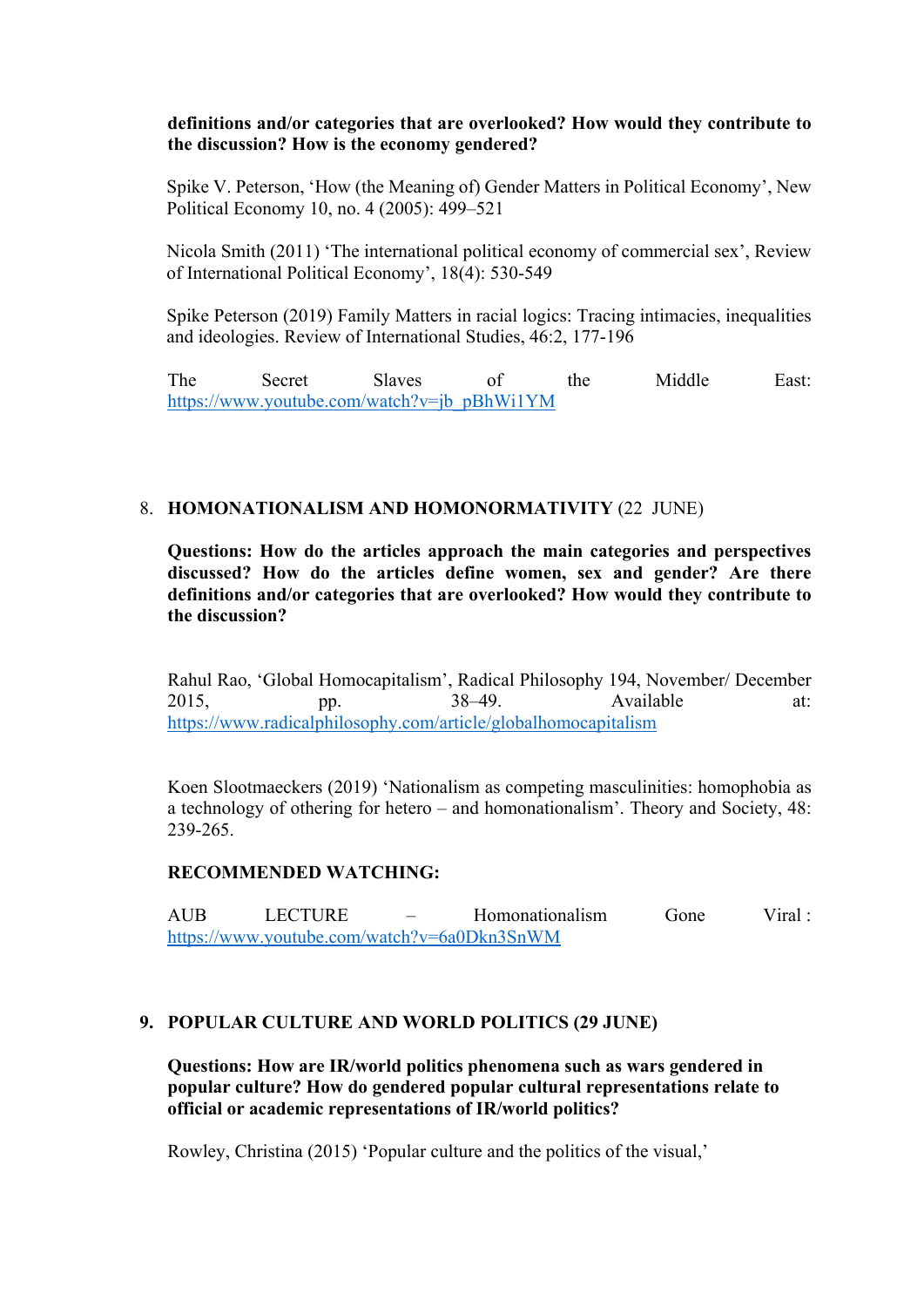**definitions and/or categories that are overlooked? How would they contribute to the discussion? How is the economy gendered?**

Spike V. Peterson, 'How (the Meaning of) Gender Matters in Political Economy', New Political Economy 10, no. 4 (2005): 499–521

Nicola Smith (2011) 'The international political economy of commercial sex', Review of International Political Economy', 18(4): 530-549

Spike Peterson (2019) Family Matters in racial logics: Tracing intimacies, inequalities and ideologies. Review of International Studies, 46:2, 177-196

The Secret Slaves of the Middle East: https://www.youtube.com/watch?v=jb_pBhWi1YM

8. **HOMONATIONALISM AND HOMONORMATIVITY** (22 JUNE)

   **Questions: How do the articles approach the main categories and perspectives discussed? How do the articles define women, sex and gender? Are there definitions and/or categories that are overlooked? How would they contribute to the discussion?**

   Rahul Rao, 'Global Homocapitalism', Radical Philosophy 194, November/ December 2015, pp. 38–49. Available at: https://www.radicalphilosophy.com/article/globalhomocapitalism

   Koen Slootmaeckers (2019) 'Nationalism as competing masculinities: homophobia as a technology of othering for hetero – and homonationalism'. Theory and Society, 48: 239-265.

   **RECOMMENDED WATCHING:**

   AUB LECTURE – Homonationalism Gone Viral : https://www.youtube.com/watch?v=6a0Dkn3SnWM

9. **POPULAR CULTURE AND WORLD POLITICS (29 JUNE)**

   **Questions: How are IR/world politics phenomena such as wars gendered in popular culture? How do gendered popular cultural representations relate to official or academic representations of IR/world politics?**

   Rowley, Christina (2015) 'Popular culture and the politics of the visual,'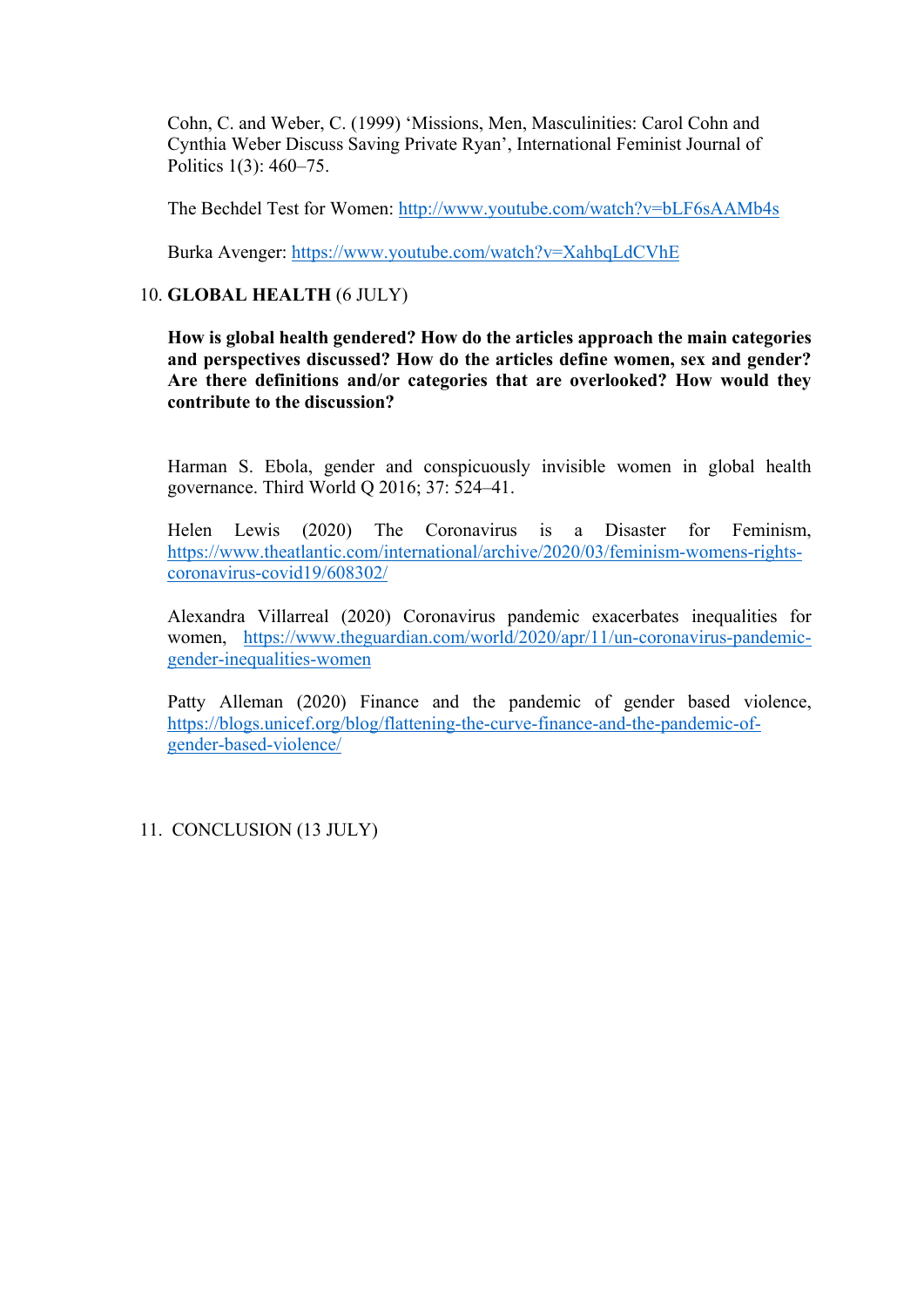Cohn, C. and Weber, C. (1999) 'Missions, Men, Masculinities: Carol Cohn and Cynthia Weber Discuss Saving Private Ryan', International Feminist Journal of Politics 1(3): 460–75.

The Bechdel Test for Women: http://www.youtube.com/watch?v=bLF6sAAMb4s

Burka Avenger: https://www.youtube.com/watch?v=XahbqLdCVhE

10. **GLOBAL HEALTH** (6 JULY)

**How is global health gendered? How do the articles approach the main categories and perspectives discussed? How do the articles define women, sex and gender? Are there definitions and/or categories that are overlooked? How would they contribute to the discussion?**

Harman S. Ebola, gender and conspicuously invisible women in global health governance. Third World Q 2016; 37: 524–41.

Helen Lewis (2020) The Coronavirus is a Disaster for Feminism, https://www.theatlantic.com/international/archive/2020/03/feminism-womens-rights-coronavirus-covid19/608302/

Alexandra Villarreal (2020) Coronavirus pandemic exacerbates inequalities for women, https://www.theguardian.com/world/2020/apr/11/un-coronavirus-pandemic-gender-inequalities-women

Patty Alleman (2020) Finance and the pandemic of gender based violence, https://blogs.unicef.org/blog/flattening-the-curve-finance-and-the-pandemic-of-gender-based-violence/

11. CONCLUSION (13 JULY)